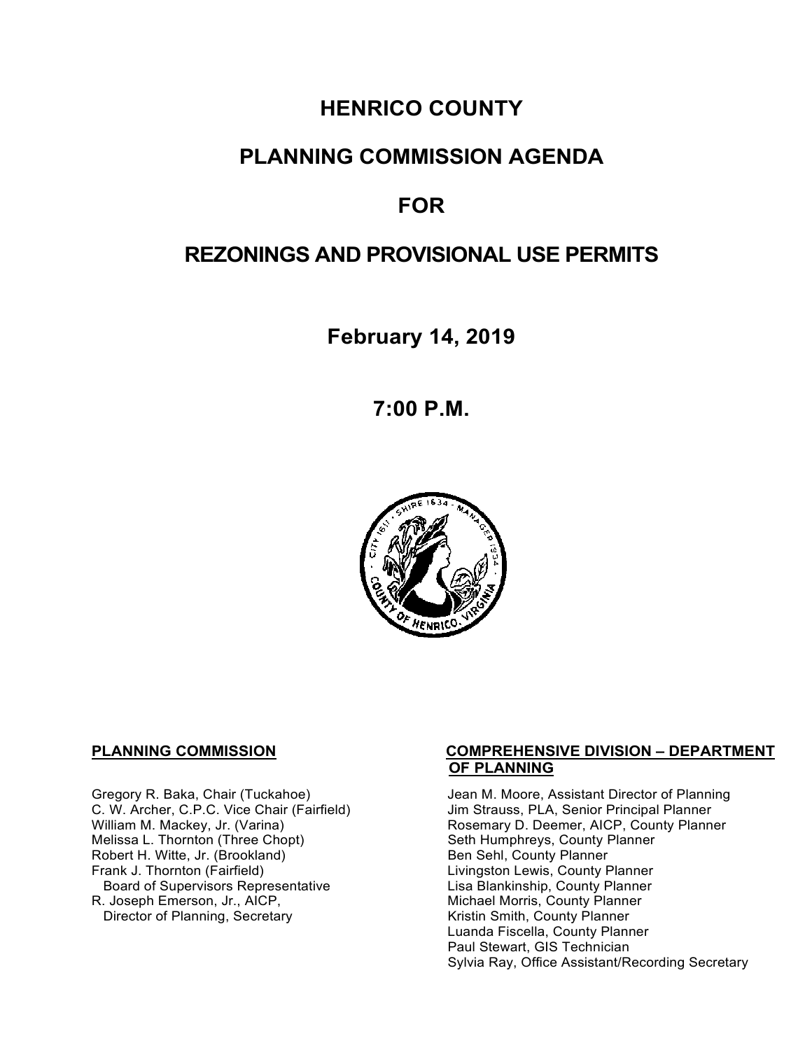# HENRICO COUNTY

# PLANNING COMMISSION AGENDA

# FOR

# REZONINGS AND PROVISIONAL USE PERMITS

## February 14, 2019

## 7:00 P.M.

**PLANNING COMMISSION**

Gregory R. Baka, Chair (Tuckahoe)
C. W. Archer, C.P.C. Vice Chair (Fairfield)
William M. Mackey, Jr. (Varina)
Melissa L. Thornton (Three Chopt)
Robert H. Witte, Jr. (Brookland)
Frank J. Thornton (Fairfield)
Board of Supervisors Representative
R. Joseph Emerson, Jr., AICP,
Director of Planning, Secretary

**COMPREHENSIVE DIVISION – DEPARTMENT OF PLANNING**

Jean M. Moore, Assistant Director of Planning
Jim Strauss, PLA, Senior Principal Planner
Rosemary D. Deemer, AICP, County Planner
Seth Humphreys, County Planner
Ben Sehl, County Planner
Livingston Lewis, County Planner
Lisa Blankinship, County Planner
Michael Morris, County Planner
Kristin Smith, County Planner
Luanda Fiscella, County Planner
Paul Stewart, GIS Technician
Sylvia Ray, Office Assistant/Recording Secretary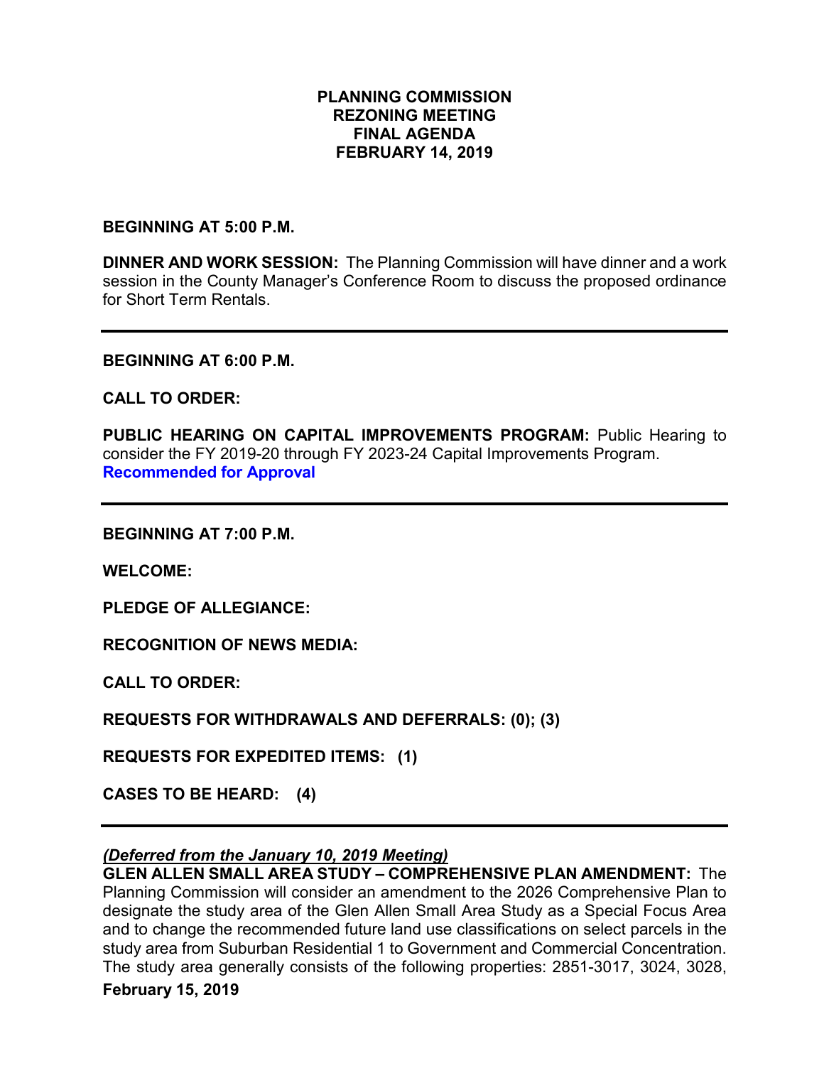**PLANNING COMMISSION**
**REZONING MEETING**
**FINAL AGENDA**
**FEBRUARY 14, 2019**

**BEGINNING AT 5:00 P.M.**

**DINNER AND WORK SESSION:** The Planning Commission will have dinner and a work session in the County Manager's Conference Room to discuss the proposed ordinance for Short Term Rentals.

---

**BEGINNING AT 6:00 P.M.**

**CALL TO ORDER:**

**PUBLIC HEARING ON CAPITAL IMPROVEMENTS PROGRAM:** Public Hearing to consider the FY 2019-20 through FY 2023-24 Capital Improvements Program.
**Recommended for Approval**

---

**BEGINNING AT 7:00 P.M.**

**WELCOME:**

**PLEDGE OF ALLEGIANCE:**

**RECOGNITION OF NEWS MEDIA:**

**CALL TO ORDER:**

**REQUESTS FOR WITHDRAWALS AND DEFERRALS: (0); (3)**

**REQUESTS FOR EXPEDITED ITEMS: (1)**

**CASES TO BE HEARD: (4)**

---

***(Deferred from the January 10, 2019 Meeting)***
**GLEN ALLEN SMALL AREA STUDY – COMPREHENSIVE PLAN AMENDMENT:** The Planning Commission will consider an amendment to the 2026 Comprehensive Plan to designate the study area of the Glen Allen Small Area Study as a Special Focus Area and to change the recommended future land use classifications on select parcels in the study area from Suburban Residential 1 to Government and Commercial Concentration. The study area generally consists of the following properties: 2851-3017, 3024, 3028,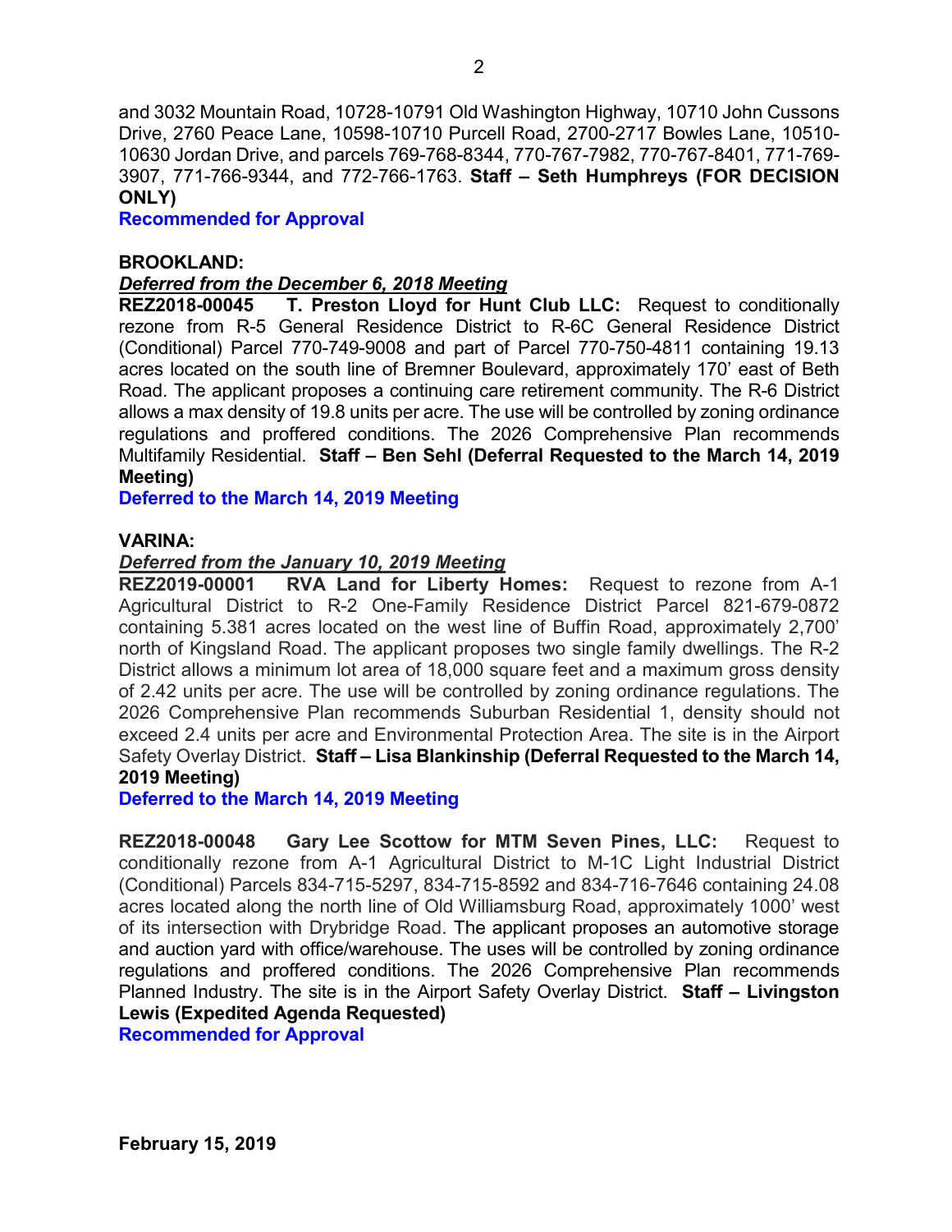and 3032 Mountain Road, 10728-10791 Old Washington Highway, 10710 John Cussons Drive, 2760 Peace Lane, 10598-10710 Purcell Road, 2700-2717 Bowles Lane, 10510-10630 Jordan Drive, and parcels 769-768-8344, 770-767-7982, 770-767-8401, 771-769-3907, 771-766-9344, and 772-766-1763. **Staff – Seth Humphreys (FOR DECISION ONLY)**

**Recommended for Approval**

**BROOKLAND:**

***Deferred from the December 6, 2018 Meeting***

**REZ2018-00045 T. Preston Lloyd for Hunt Club LLC:** Request to conditionally rezone from R-5 General Residence District to R-6C General Residence District (Conditional) Parcel 770-749-9008 and part of Parcel 770-750-4811 containing 19.13 acres located on the south line of Bremner Boulevard, approximately 170' east of Beth Road. The applicant proposes a continuing care retirement community. The R-6 District allows a max density of 19.8 units per acre. The use will be controlled by zoning ordinance regulations and proffered conditions. The 2026 Comprehensive Plan recommends Multifamily Residential. **Staff – Ben Sehl (Deferral Requested to the March 14, 2019 Meeting)**

**Deferred to the March 14, 2019 Meeting**

**VARINA:**

***Deferred from the January 10, 2019 Meeting***

**REZ2019-00001 RVA Land for Liberty Homes:** Request to rezone from A-1 Agricultural District to R-2 One-Family Residence District Parcel 821-679-0872 containing 5.381 acres located on the west line of Buffin Road, approximately 2,700' north of Kingsland Road. The applicant proposes two single family dwellings. The R-2 District allows a minimum lot area of 18,000 square feet and a maximum gross density of 2.42 units per acre. The use will be controlled by zoning ordinance regulations. The 2026 Comprehensive Plan recommends Suburban Residential 1, density should not exceed 2.4 units per acre and Environmental Protection Area. The site is in the Airport Safety Overlay District. **Staff – Lisa Blankinship (Deferral Requested to the March 14, 2019 Meeting)**

**Deferred to the March 14, 2019 Meeting**

**REZ2018-00048 Gary Lee Scottow for MTM Seven Pines, LLC:** Request to conditionally rezone from A-1 Agricultural District to M-1C Light Industrial District (Conditional) Parcels 834-715-5297, 834-715-8592 and 834-716-7646 containing 24.08 acres located along the north line of Old Williamsburg Road, approximately 1000' west of its intersection with Drybridge Road. The applicant proposes an automotive storage and auction yard with office/warehouse. The uses will be controlled by zoning ordinance regulations and proffered conditions. The 2026 Comprehensive Plan recommends Planned Industry. The site is in the Airport Safety Overlay District. **Staff – Livingston Lewis (Expedited Agenda Requested)**

**Recommended for Approval**

**February 15, 2019**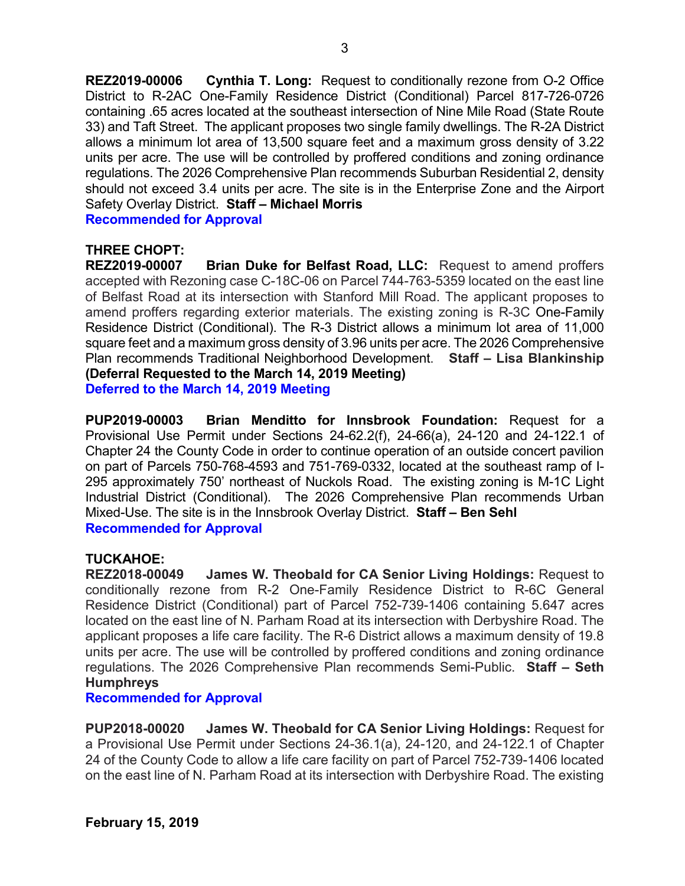**REZ2019-00006 Cynthia T. Long:** Request to conditionally rezone from O-2 Office District to R-2AC One-Family Residence District (Conditional) Parcel 817-726-0726 containing .65 acres located at the southeast intersection of Nine Mile Road (State Route 33) and Taft Street. The applicant proposes two single family dwellings. The R-2A District allows a minimum lot area of 13,500 square feet and a maximum gross density of 3.22 units per acre. The use will be controlled by proffered conditions and zoning ordinance regulations. The 2026 Comprehensive Plan recommends Suburban Residential 2, density should not exceed 3.4 units per acre. The site is in the Enterprise Zone and the Airport Safety Overlay District. **Staff – Michael Morris**
**Recommended for Approval**

**THREE CHOPT:**
**REZ2019-00007 Brian Duke for Belfast Road, LLC:** Request to amend proffers accepted with Rezoning case C-18C-06 on Parcel 744-763-5359 located on the east line of Belfast Road at its intersection with Stanford Mill Road. The applicant proposes to amend proffers regarding exterior materials. The existing zoning is R-3C One-Family Residence District (Conditional). The R-3 District allows a minimum lot area of 11,000 square feet and a maximum gross density of 3.96 units per acre. The 2026 Comprehensive Plan recommends Traditional Neighborhood Development. **Staff – Lisa Blankinship (Deferral Requested to the March 14, 2019 Meeting)**
**Deferred to the March 14, 2019 Meeting**

**PUP2019-00003 Brian Menditto for Innsbrook Foundation:** Request for a Provisional Use Permit under Sections 24-62.2(f), 24-66(a), 24-120 and 24-122.1 of Chapter 24 the County Code in order to continue operation of an outside concert pavilion on part of Parcels 750-768-4593 and 751-769-0332, located at the southeast ramp of I-295 approximately 750' northeast of Nuckols Road. The existing zoning is M-1C Light Industrial District (Conditional). The 2026 Comprehensive Plan recommends Urban Mixed-Use. The site is in the Innsbrook Overlay District. **Staff – Ben Sehl**
**Recommended for Approval**

**TUCKAHOE:**
**REZ2018-00049 James W. Theobald for CA Senior Living Holdings:** Request to conditionally rezone from R-2 One-Family Residence District to R-6C General Residence District (Conditional) part of Parcel 752-739-1406 containing 5.647 acres located on the east line of N. Parham Road at its intersection with Derbyshire Road. The applicant proposes a life care facility. The R-6 District allows a maximum density of 19.8 units per acre. The use will be controlled by proffered conditions and zoning ordinance regulations. The 2026 Comprehensive Plan recommends Semi-Public. **Staff – Seth Humphreys**
**Recommended for Approval**

**PUP2018-00020 James W. Theobald for CA Senior Living Holdings:** Request for a Provisional Use Permit under Sections 24-36.1(a), 24-120, and 24-122.1 of Chapter 24 of the County Code to allow a life care facility on part of Parcel 752-739-1406 located on the east line of N. Parham Road at its intersection with Derbyshire Road. The existing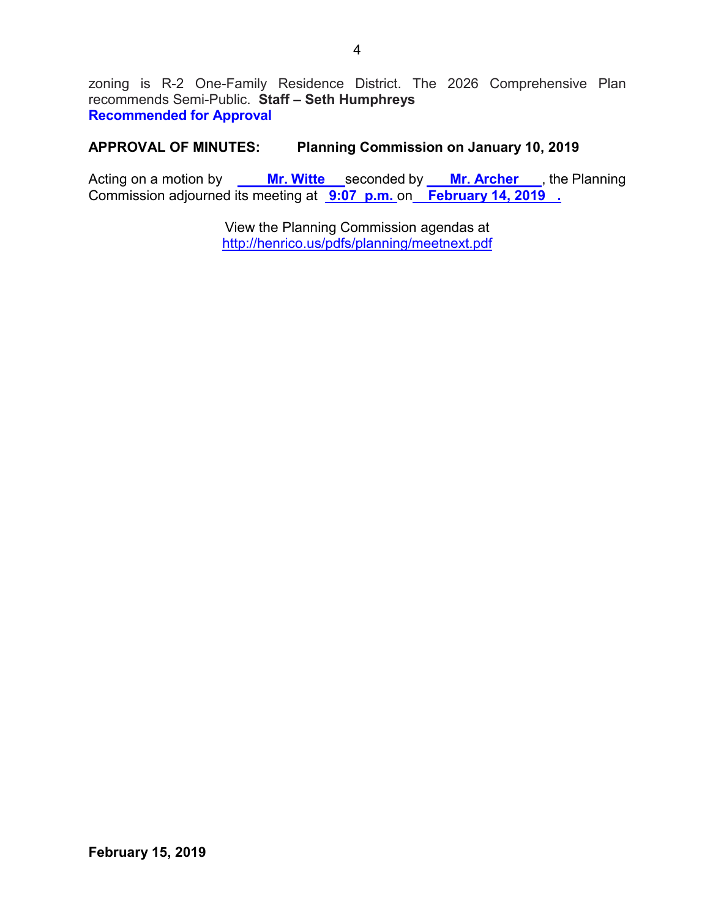zoning is R-2 One-Family Residence District. The 2026 Comprehensive Plan recommends Semi-Public. **Staff – Seth Humphreys**
**Recommended for Approval**

**APPROVAL OF MINUTES: Planning Commission on January 10, 2019**

Acting on a motion by **Mr. Witte** seconded by **Mr. Archer**, the Planning Commission adjourned its meeting at **9:07 p.m.** on **February 14, 2019**.

View the Planning Commission agendas at
http://henrico.us/pdfs/planning/meetnext.pdf

**February 15, 2019**